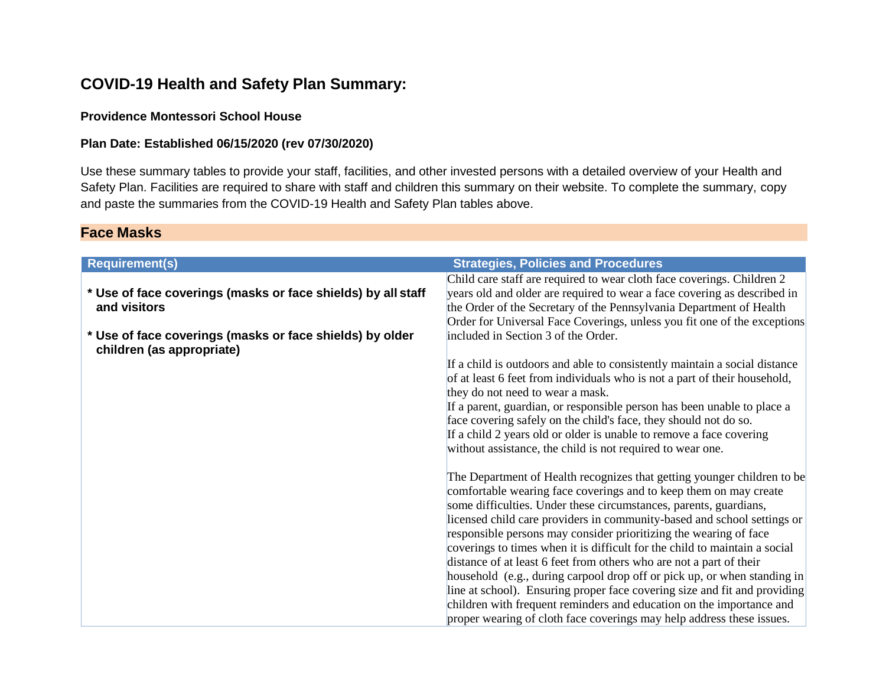# COVID-19 Health and Safety Plan Summary:

**Providence Montessori School House**

**Plan Date: Established 06/15/2020 (rev 07/30/2020)**

Use these summary tables to provide your staff, facilities, and other invested persons with a detailed overview of your Health and Safety Plan. Facilities are required to share with staff and children this summary on their website. To complete the summary, copy and paste the summaries from the COVID-19 Health and Safety Plan tables above.

## Face Masks

| Requirement(s) | Strategies, Policies and Procedures |
|---|---|
| **\* Use of face coverings (masks or face shields) by all staff and visitors**<br><br>**\* Use of face coverings (masks or face shields) by older children (as appropriate)** | Child care staff are required to wear cloth face coverings. Children 2 years old and older are required to wear a face covering as described in the Order of the Secretary of the Pennsylvania Department of Health Order for Universal Face Coverings, unless you fit one of the exceptions included in Section 3 of the Order.<br><br>If a child is outdoors and able to consistently maintain a social distance of at least 6 feet from individuals who is not a part of their household, they do not need to wear a mask.<br>If a parent, guardian, or responsible person has been unable to place a face covering safely on the child's face, they should not do so.<br>If a child 2 years old or older is unable to remove a face covering without assistance, the child is not required to wear one.<br><br>The Department of Health recognizes that getting younger children to be comfortable wearing face coverings and to keep them on may create some difficulties. Under these circumstances, parents, guardians, licensed child care providers in community-based and school settings or responsible persons may consider prioritizing the wearing of face coverings to times when it is difficult for the child to maintain a social distance of at least 6 feet from others who are not a part of their household (e.g., during carpool drop off or pick up, or when standing in line at school). Ensuring proper face covering size and fit and providing children with frequent reminders and education on the importance and proper wearing of cloth face coverings may help address these issues. |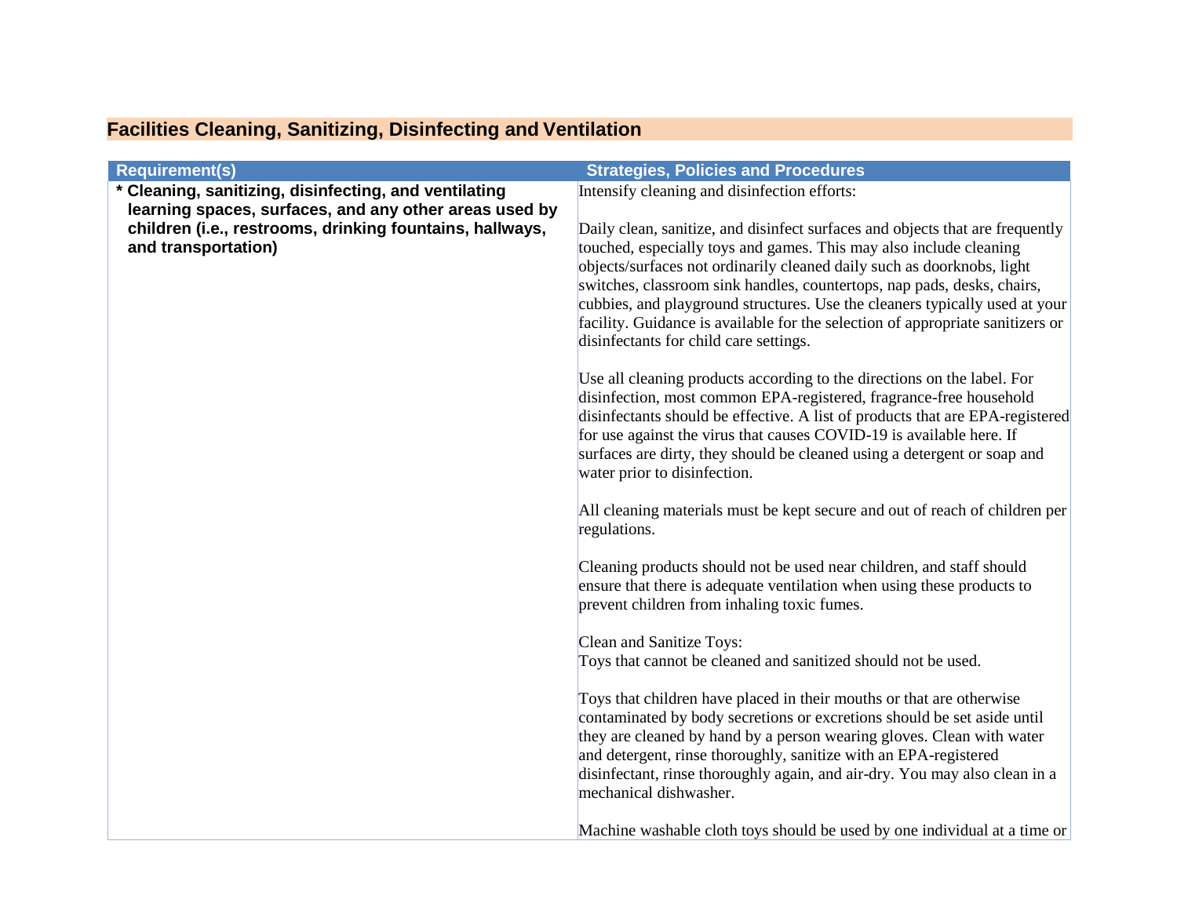## Facilities Cleaning, Sanitizing, Disinfecting and Ventilation

| Requirement(s) | Strategies, Policies and Procedures |
|---|---|
| **\* Cleaning, sanitizing, disinfecting, and ventilating learning spaces, surfaces, and any other areas used by children (i.e., restrooms, drinking fountains, hallways, and transportation)** | Intensify cleaning and disinfection efforts:<br><br>Daily clean, sanitize, and disinfect surfaces and objects that are frequently touched, especially toys and games. This may also include cleaning objects/surfaces not ordinarily cleaned daily such as doorknobs, light switches, classroom sink handles, countertops, nap pads, desks, chairs, cubbies, and playground structures. Use the cleaners typically used at your facility. Guidance is available for the selection of appropriate sanitizers or disinfectants for child care settings.<br><br>Use all cleaning products according to the directions on the label. For disinfection, most common EPA-registered, fragrance-free household disinfectants should be effective. A list of products that are EPA-registered for use against the virus that causes COVID-19 is available here. If surfaces are dirty, they should be cleaned using a detergent or soap and water prior to disinfection.<br><br>All cleaning materials must be kept secure and out of reach of children per regulations.<br><br>Cleaning products should not be used near children, and staff should ensure that there is adequate ventilation when using these products to prevent children from inhaling toxic fumes.<br><br>Clean and Sanitize Toys:<br>Toys that cannot be cleaned and sanitized should not be used.<br><br>Toys that children have placed in their mouths or that are otherwise contaminated by body secretions or excretions should be set aside until they are cleaned by hand by a person wearing gloves. Clean with water and detergent, rinse thoroughly, sanitize with an EPA-registered disinfectant, rinse thoroughly again, and air-dry. You may also clean in a mechanical dishwasher.<br><br>Machine washable cloth toys should be used by one individual at a time or |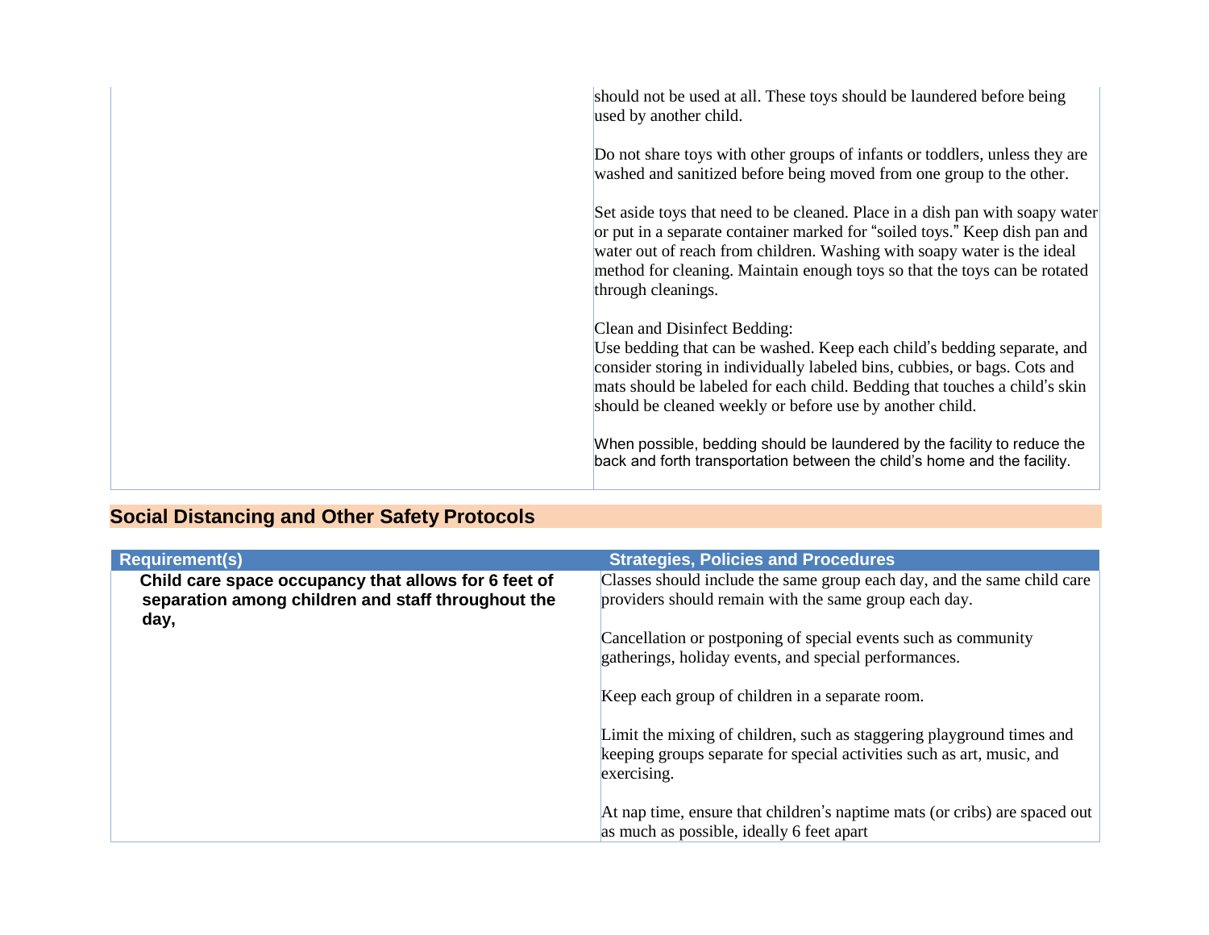| | |
|---|---|
| | should not be used at all. These toys should be laundered before being used by another child.<br><br>Do not share toys with other groups of infants or toddlers, unless they are washed and sanitized before being moved from one group to the other.<br><br>Set aside toys that need to be cleaned. Place in a dish pan with soapy water or put in a separate container marked for "soiled toys." Keep dish pan and water out of reach from children. Washing with soapy water is the ideal method for cleaning. Maintain enough toys so that the toys can be rotated through cleanings.<br><br>Clean and Disinfect Bedding:<br>Use bedding that can be washed. Keep each child's bedding separate, and consider storing in individually labeled bins, cubbies, or bags. Cots and mats should be labeled for each child. Bedding that touches a child's skin should be cleaned weekly or before use by another child.<br><br>When possible, bedding should be laundered by the facility to reduce the back and forth transportation between the child's home and the facility. |

## Social Distancing and Other Safety Protocols

| Requirement(s) | Strategies, Policies and Procedures |
|---|---|
| **Child care space occupancy that allows for 6 feet of separation among children and staff throughout the day,** | Classes should include the same group each day, and the same child care providers should remain with the same group each day.<br><br>Cancellation or postponing of special events such as community gatherings, holiday events, and special performances.<br><br>Keep each group of children in a separate room.<br><br>Limit the mixing of children, such as staggering playground times and keeping groups separate for special activities such as art, music, and exercising.<br><br>At nap time, ensure that children's naptime mats (or cribs) are spaced out as much as possible, ideally 6 feet apart |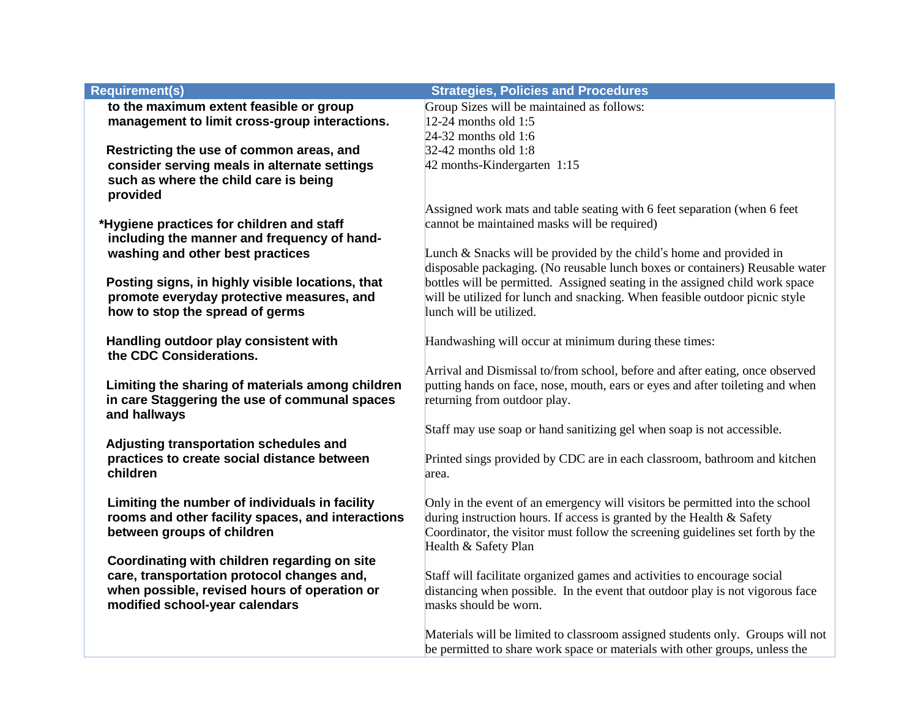| Requirement(s) | Strategies, Policies and Procedures |
|---|---|
| **to the maximum extent feasible or group management to limit cross-group interactions.**<br><br>**Restricting the use of common areas, and consider serving meals in alternate settings such as where the child care is being provided**<br><br>***Hygiene practices for children and staff including the manner and frequency of hand-washing and other best practices**<br><br>**Posting signs, in highly visible locations, that promote everyday protective measures, and how to stop the spread of germs**<br><br>**Handling outdoor play consistent with the CDC Considerations.**<br><br>**Limiting the sharing of materials among children in care Staggering the use of communal spaces and hallways**<br><br>**Adjusting transportation schedules and practices to create social distance between children**<br><br>**Limiting the number of individuals in facility rooms and other facility spaces, and interactions between groups of children**<br><br>**Coordinating with children regarding on site care, transportation protocol changes and, when possible, revised hours of operation or modified school-year calendars** | Group Sizes will be maintained as follows:<br>12-24 months old 1:5<br>24-32 months old 1:6<br>32-42 months old 1:8<br>42 months-Kindergarten 1:15<br><br>Assigned work mats and table seating with 6 feet separation (when 6 feet cannot be maintained masks will be required)<br><br>Lunch & Snacks will be provided by the child's home and provided in disposable packaging. (No reusable lunch boxes or containers) Reusable water bottles will be permitted. Assigned seating in the assigned child work space will be utilized for lunch and snacking. When feasible outdoor picnic style lunch will be utilized.<br><br>Handwashing will occur at minimum during these times:<br><br>Arrival and Dismissal to/from school, before and after eating, once observed putting hands on face, nose, mouth, ears or eyes and after toileting and when returning from outdoor play.<br><br>Staff may use soap or hand sanitizing gel when soap is not accessible.<br><br>Printed sings provided by CDC are in each classroom, bathroom and kitchen area.<br><br>Only in the event of an emergency will visitors be permitted into the school during instruction hours. If access is granted by the Health & Safety Coordinator, the visitor must follow the screening guidelines set forth by the Health & Safety Plan<br><br>Staff will facilitate organized games and activities to encourage social distancing when possible. In the event that outdoor play is not vigorous face masks should be worn.<br><br>Materials will be limited to classroom assigned students only. Groups will not be permitted to share work space or materials with other groups, unless the |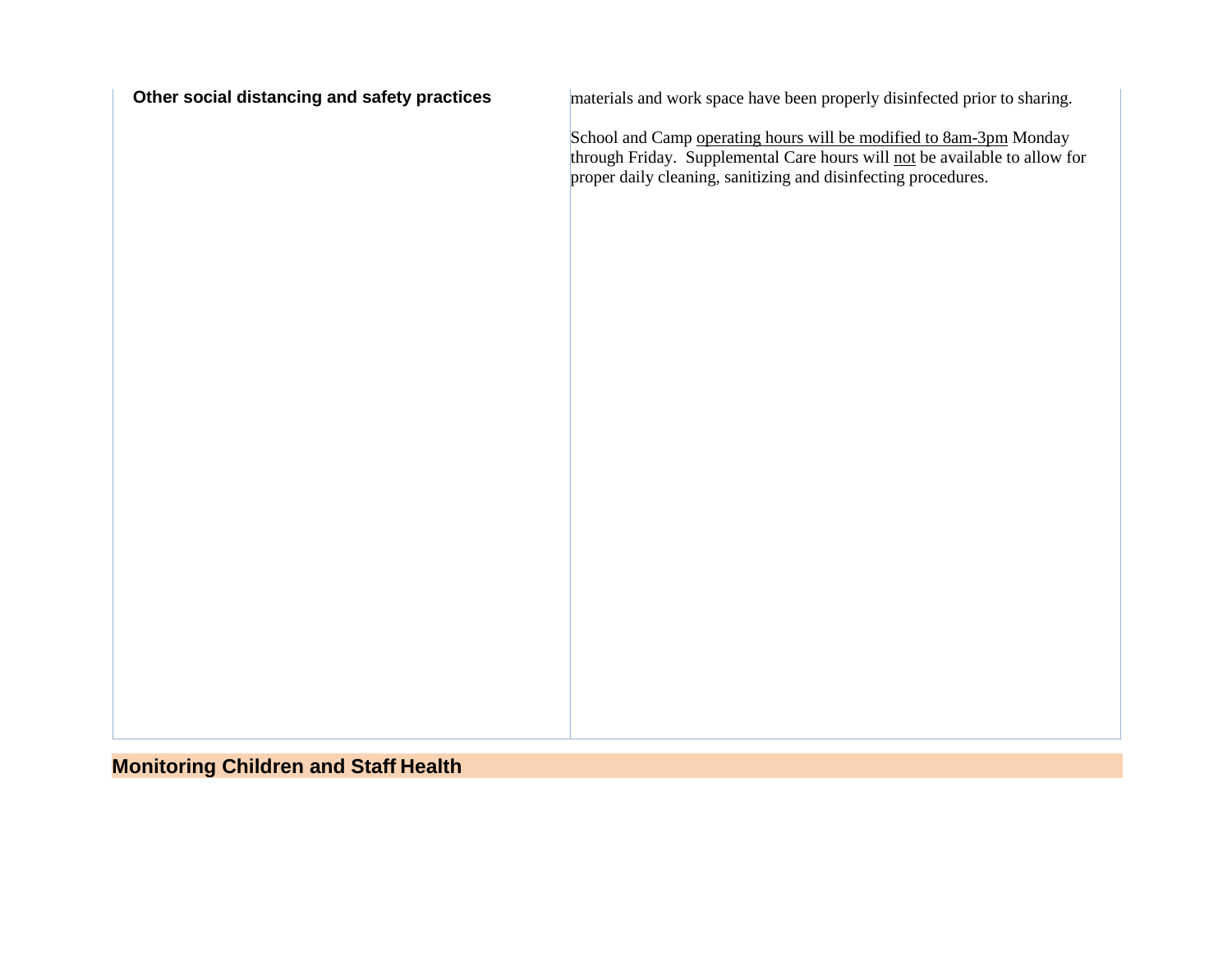| Other social distancing and safety practices | materials and work space have been properly disinfected prior to sharing.<br><br>School and Camp operating hours will be modified to 8am-3pm Monday through Friday. Supplemental Care hours will not be available to allow for proper daily cleaning, sanitizing and disinfecting procedures. |
|---|---|

## Monitoring Children and Staff Health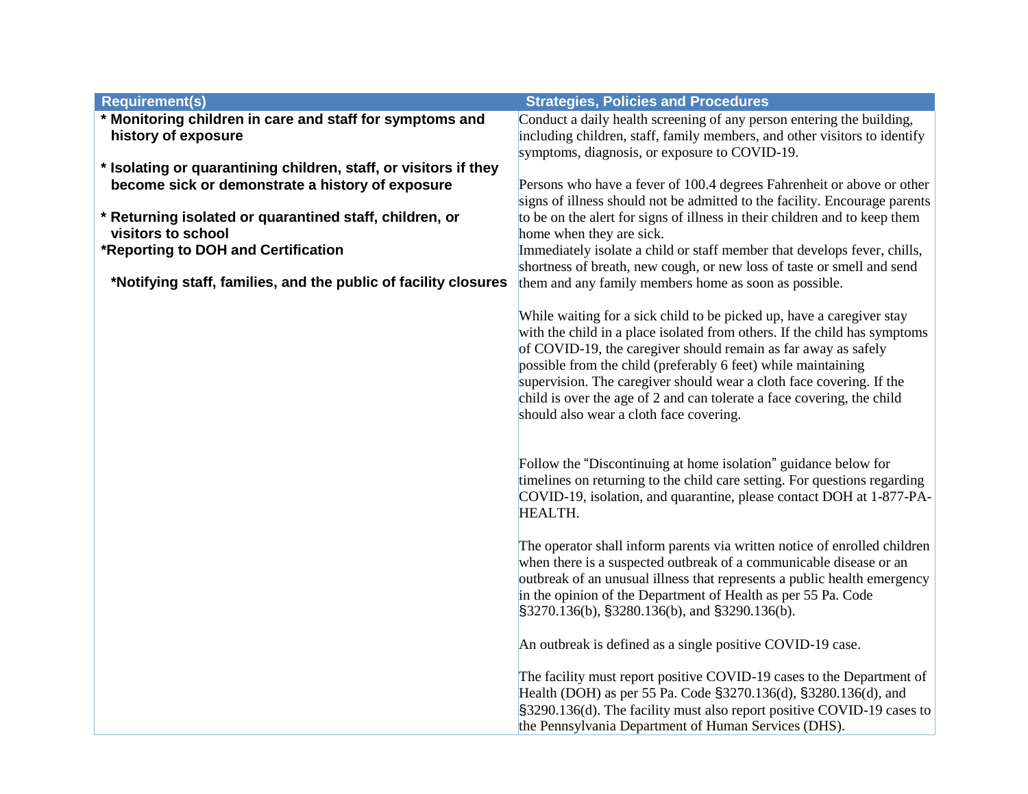| Requirement(s) | Strategies, Policies and Procedures |
|---|---|
| * **Monitoring children in care and staff for symptoms and history of exposure**<br><br>* **Isolating or quarantining children, staff, or visitors if they become sick or demonstrate a history of exposure**<br><br>* **Returning isolated or quarantined staff, children, or visitors to school**<br>***Reporting to DOH and Certification**<br><br>***Notifying staff, families, and the public of facility closures** | Conduct a daily health screening of any person entering the building, including children, staff, family members, and other visitors to identify symptoms, diagnosis, or exposure to COVID-19.<br><br>Persons who have a fever of 100.4 degrees Fahrenheit or above or other signs of illness should not be admitted to the facility. Encourage parents to be on the alert for signs of illness in their children and to keep them home when they are sick.<br>Immediately isolate a child or staff member that develops fever, chills, shortness of breath, new cough, or new loss of taste or smell and send them and any family members home as soon as possible.<br><br>While waiting for a sick child to be picked up, have a caregiver stay with the child in a place isolated from others. If the child has symptoms of COVID-19, the caregiver should remain as far away as safely possible from the child (preferably 6 feet) while maintaining supervision. The caregiver should wear a cloth face covering. If the child is over the age of 2 and can tolerate a face covering, the child should also wear a cloth face covering.<br><br>Follow the "Discontinuing at home isolation" guidance below for timelines on returning to the child care setting. For questions regarding COVID-19, isolation, and quarantine, please contact DOH at 1-877-PA-HEALTH.<br><br>The operator shall inform parents via written notice of enrolled children when there is a suspected outbreak of a communicable disease or an outbreak of an unusual illness that represents a public health emergency in the opinion of the Department of Health as per 55 Pa. Code §3270.136(b), §3280.136(b), and §3290.136(b).<br><br>An outbreak is defined as a single positive COVID-19 case.<br><br>The facility must report positive COVID-19 cases to the Department of Health (DOH) as per 55 Pa. Code §3270.136(d), §3280.136(d), and §3290.136(d). The facility must also report positive COVID-19 cases to the Pennsylvania Department of Human Services (DHS). |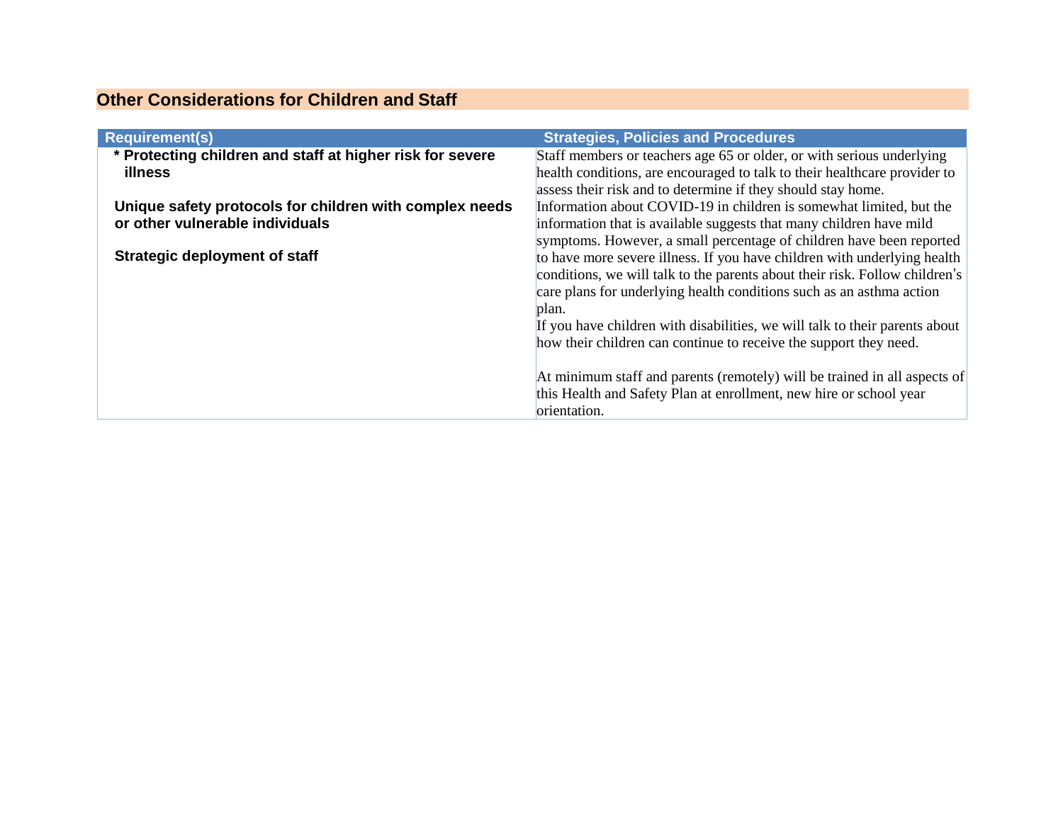## Other Considerations for Children and Staff

| Requirement(s) | Strategies, Policies and Procedures |
| --- | --- |
| * **Protecting children and staff at higher risk for severe illness**<br><br>**Unique safety protocols for children with complex needs or other vulnerable individuals**<br><br>**Strategic deployment of staff** | Staff members or teachers age 65 or older, or with serious underlying health conditions, are encouraged to talk to their healthcare provider to assess their risk and to determine if they should stay home.<br>Information about COVID-19 in children is somewhat limited, but the information that is available suggests that many children have mild symptoms. However, a small percentage of children have been reported to have more severe illness. If you have children with underlying health conditions, we will talk to the parents about their risk. Follow children's care plans for underlying health conditions such as an asthma action plan.<br>If you have children with disabilities, we will talk to their parents about how their children can continue to receive the support they need.<br><br>At minimum staff and parents (remotely) will be trained in all aspects of this Health and Safety Plan at enrollment, new hire or school year orientation. |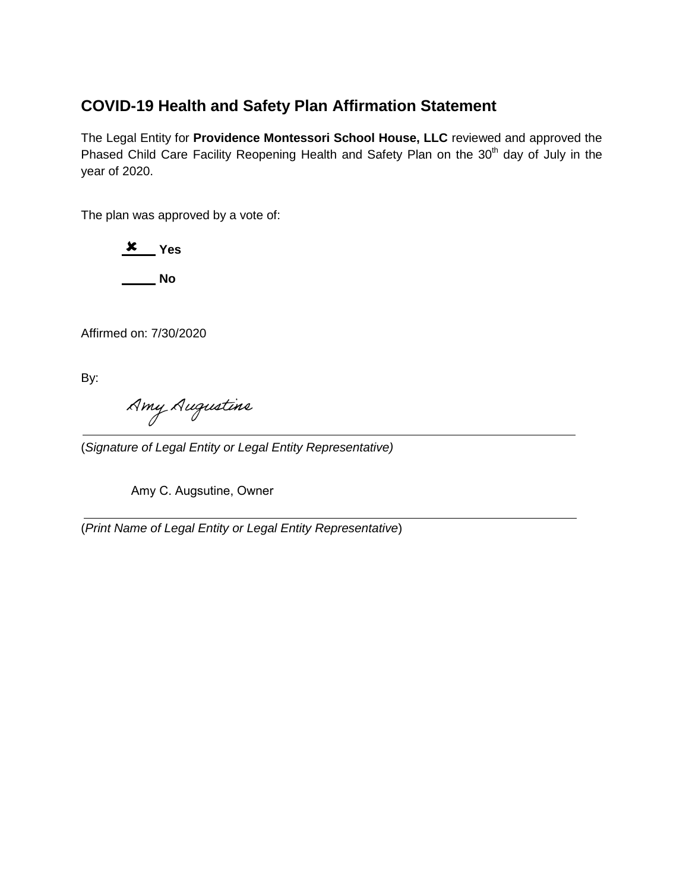## COVID-19 Health and Safety Plan Affirmation Statement

The Legal Entity for **Providence Montessori School House, LLC** reviewed and approved the Phased Child Care Facility Reopening Health and Safety Plan on the 30th day of July in the year of 2020.

The plan was approved by a vote of:

✘ **Yes**

_____ **No**

Affirmed on: 7/30/2020

By:

Amy Augustine

(*Signature of Legal Entity or Legal Entity Representative)*

Amy C. Augsutine, Owner

(*Print Name of Legal Entity or Legal Entity Representative*)